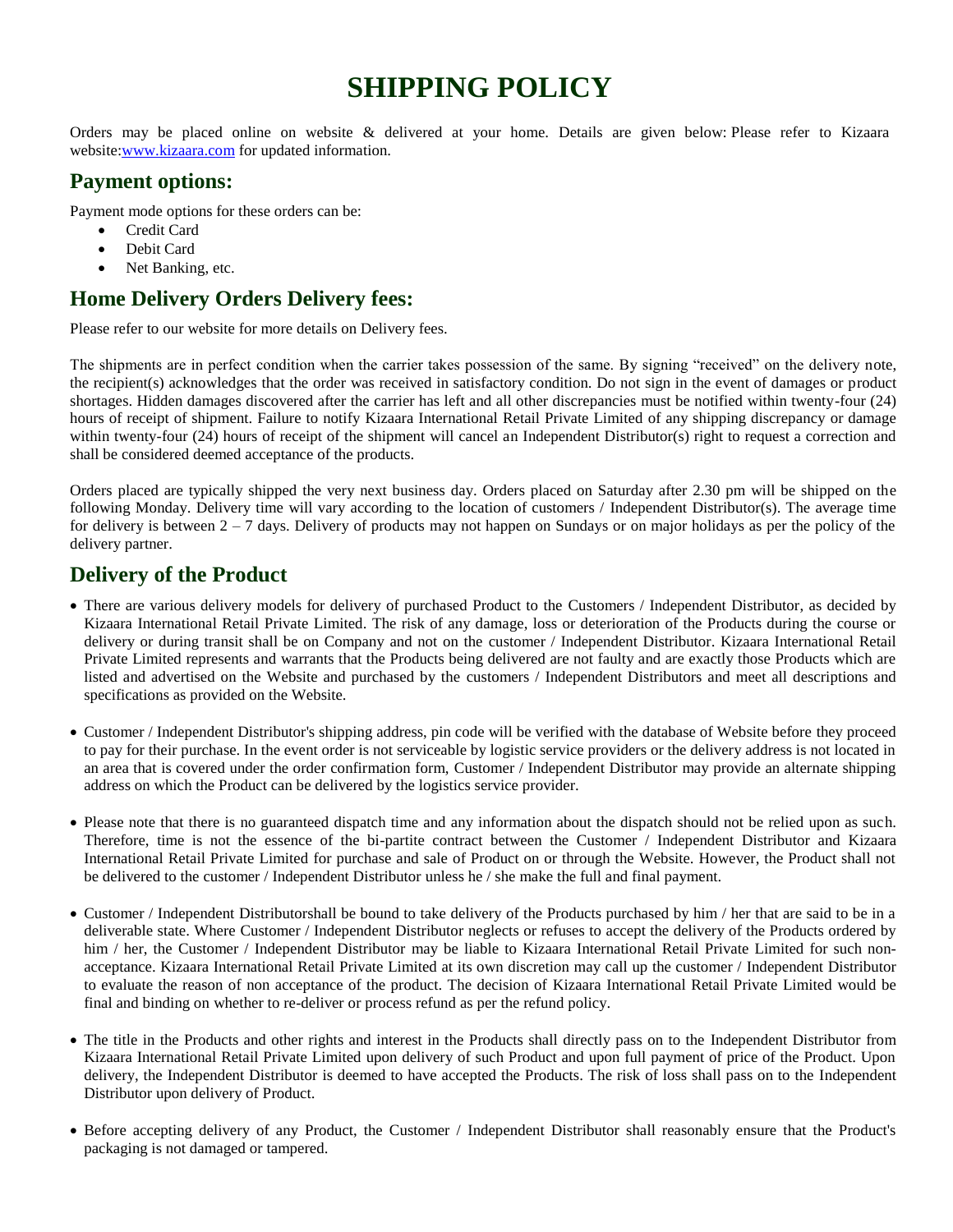# SHIPPING POLICY

Orders may be placed online on website & delivered at your home. Details are given below: Please refer to Kizaara website:[www.kizaara.com](http://www.kizaara.com) for updated information.

## Payment options:

Payment mode options for these orders can be:

- Credit Card
- Debit Card
- Net Banking, etc.

## Home Delivery Orders Delivery fees:

Please refer to our website for more details on Delivery fees.

The shipments are in perfect condition when the carrier takes possession of the same. By signing "received" on the delivery note, the recipient(s) acknowledges that the order was received in satisfactory condition. Do not sign in the event of damages or product shortages. Hidden damages discovered after the carrier has left and all other discrepancies must be notified within twenty-four (24) hours of receipt of shipment. Failure to notify Kizaara International Retail Private Limited of any shipping discrepancy or damage within twenty-four (24) hours of receipt of the shipment will cancel an Independent Distributor(s) right to request a correction and shall be considered deemed acceptance of the products.

Orders placed are typically shipped the very next business day. Orders placed on Saturday after 2.30 pm will be shipped on the following Monday. Delivery time will vary according to the location of customers / Independent Distributor(s). The average time for delivery is between 2 – 7 days. Delivery of products may not happen on Sundays or on major holidays as per the policy of the delivery partner.

## Delivery of the Product

- There are various delivery models for delivery of purchased Product to the Customers / Independent Distributor, as decided by Kizaara International Retail Private Limited. The risk of any damage, loss or deterioration of the Products during the course or delivery or during transit shall be on Company and not on the customer / Independent Distributor. Kizaara International Retail Private Limited represents and warrants that the Products being delivered are not faulty and are exactly those Products which are listed and advertised on the Website and purchased by the customers / Independent Distributors and meet all descriptions and specifications as provided on the Website.

- Customer / Independent Distributor's shipping address, pin code will be verified with the database of Website before they proceed to pay for their purchase. In the event order is not serviceable by logistic service providers or the delivery address is not located in an area that is covered under the order confirmation form, Customer / Independent Distributor may provide an alternate shipping address on which the Product can be delivered by the logistics service provider.

- Please note that there is no guaranteed dispatch time and any information about the dispatch should not be relied upon as such. Therefore, time is not the essence of the bi-partite contract between the Customer / Independent Distributor and Kizaara International Retail Private Limited for purchase and sale of Product on or through the Website. However, the Product shall not be delivered to the customer / Independent Distributor unless he / she make the full and final payment.

- Customer / Independent Distributorshall be bound to take delivery of the Products purchased by him / her that are said to be in a deliverable state. Where Customer / Independent Distributor neglects or refuses to accept the delivery of the Products ordered by him / her, the Customer / Independent Distributor may be liable to Kizaara International Retail Private Limited for such non-acceptance. Kizaara International Retail Private Limited at its own discretion may call up the customer / Independent Distributor to evaluate the reason of non acceptance of the product. The decision of Kizaara International Retail Private Limited would be final and binding on whether to re-deliver or process refund as per the refund policy.

- The title in the Products and other rights and interest in the Products shall directly pass on to the Independent Distributor from Kizaara International Retail Private Limited upon delivery of such Product and upon full payment of price of the Product. Upon delivery, the Independent Distributor is deemed to have accepted the Products. The risk of loss shall pass on to the Independent Distributor upon delivery of Product.

- Before accepting delivery of any Product, the Customer / Independent Distributor shall reasonably ensure that the Product's packaging is not damaged or tampered.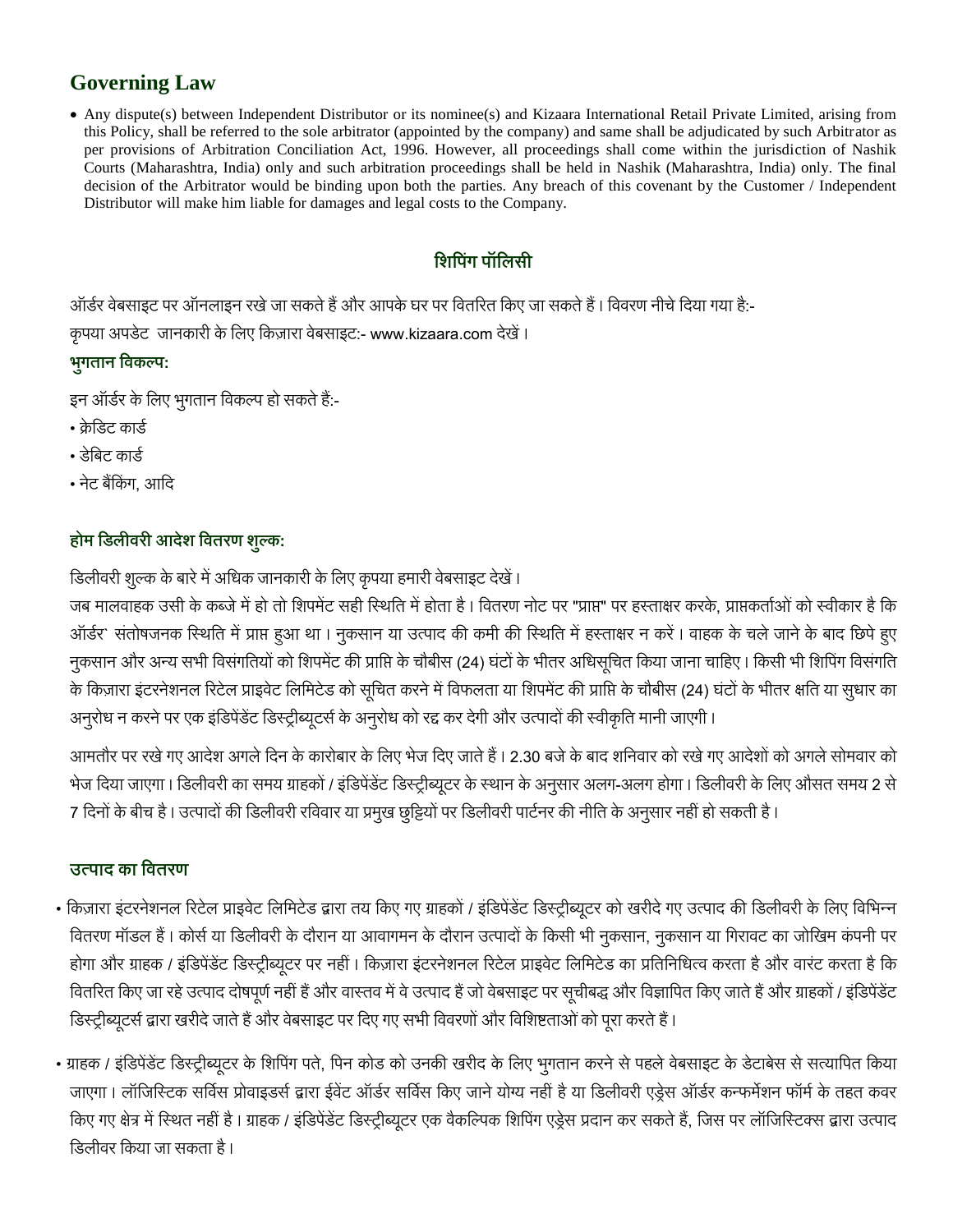## Governing Law

- Any dispute(s) between Independent Distributor or its nominee(s) and Kizaara International Retail Private Limited, arising from this Policy, shall be referred to the sole arbitrator (appointed by the company) and same shall be adjudicated by such Arbitrator as per provisions of Arbitration Conciliation Act, 1996. However, all proceedings shall come within the jurisdiction of Nashik Courts (Maharashtra, India) only and such arbitration proceedings shall be held in Nashik (Maharashtra, India) only. The final decision of the Arbitrator would be binding upon both the parties. Any breach of this covenant by the Customer / Independent Distributor will make him liable for damages and legal costs to the Company.

## शिपिंग पॉलिसी

ऑर्डर वेबसाइट पर ऑनलाइन रखे जा सकते हैं और आपके घर पर वितरित किए जा सकते हैं। विवरण नीचे दिया गया है:-

कृपया अपडेट जानकारी के लिए किज़ारा वेबसाइट:- www.kizaara.com देखें।

### भुगतान विकल्प:

इन ऑर्डर के लिए भुगतान विकल्प हो सकते हैं:-

- क्रेडिट कार्ड
- डेबिट कार्ड
- नेट बैंकिंग, आदि

### होम डिलीवरी आदेश वितरण शुल्क:

डिलीवरी शुल्क के बारे में अधिक जानकारी के लिए कृपया हमारी वेबसाइट देखें।

जब मालवाहक उसी के कब्जे में हो तो शिपमेंट सही स्थिति में होता है। वितरण नोट पर "प्राप्त" पर हस्ताक्षर करके, प्राप्तकर्ताओं को स्वीकार है कि ऑर्डर` संतोषजनक स्थिति में प्राप्त हुआ था। नुकसान या उत्पाद की कमी की स्थिति में हस्ताक्षर न करें। वाहक के चले जाने के बाद छिपे हुए नुकसान और अन्य सभी विसंगतियों को शिपमेंट की प्राप्ति के चौबीस (24) घंटों के भीतर अधिसूचित किया जाना चाहिए। किसी भी शिपिंग विसंगति के किज़ारा इंटरनेशनल रिटेल प्राइवेट लिमिटेड को सूचित करने में विफलता या शिपमेंट की प्राप्ति के चौबीस (24) घंटों के भीतर क्षति या सुधार का अनुरोध न करने पर एक इंडिपेंडेंट डिस्ट्रीब्यूटर्स के अनुरोध को रद्द कर देगी और उत्पादों की स्वीकृति मानी जाएगी।

आमतौर पर रखे गए आदेश अगले दिन के कारोबार के लिए भेज दिए जाते हैं। 2.30 बजे के बाद शनिवार को रखे गए आदेशों को अगले सोमवार को भेज दिया जाएगा। डिलीवरी का समय ग्राहकों / इंडिपेंडेंट डिस्ट्रीब्यूटर के स्थान के अनुसार अलग-अलग होगा। डिलीवरी के लिए औसत समय 2 से 7 दिनों के बीच है। उत्पादों की डिलीवरी रविवार या प्रमुख छुट्टियों पर डिलीवरी पार्टनर की नीति के अनुसार नहीं हो सकती है।

### उत्पाद का वितरण

- किज़ारा इंटरनेशनल रिटेल प्राइवेट लिमिटेड द्वारा तय किए गए ग्राहकों / इंडिपेंडेंट डिस्ट्रीब्यूटर को खरीदे गए उत्पाद की डिलीवरी के लिए विभिन्न वितरण मॉडल हैं। कोर्स या डिलीवरी के दौरान या आवागमन के दौरान उत्पादों के किसी भी नुकसान, नुकसान या गिरावट का जोखिम कंपनी पर होगा और ग्राहक / इंडिपेंडेंट डिस्ट्रीब्यूटर पर नहीं। किज़ारा इंटरनेशनल रिटेल प्राइवेट लिमिटेड का प्रतिनिधित्व करता है और वारंट करता है कि वितरित किए जा रहे उत्पाद दोषपूर्ण नहीं हैं और वास्तव में वे उत्पाद हैं जो वेबसाइट पर सूचीबद्ध और विज्ञापित किए जाते हैं और ग्राहकों / इंडिपेंडेंट डिस्ट्रीब्यूटर्स द्वारा खरीदे जाते हैं और वेबसाइट पर दिए गए सभी विवरणों और विशिष्टताओं को पूरा करते हैं।

- ग्राहक / इंडिपेंडेंट डिस्ट्रीब्यूटर के शिपिंग पते, पिन कोड को उनकी खरीद के लिए भुगतान करने से पहले वेबसाइट के डेटाबेस से सत्यापित किया जाएगा। लॉजिस्टिक सर्विस प्रोवाइडर्स द्वारा ईवेंट ऑर्डर सर्विस किए जाने योग्य नहीं है या डिलीवरी एड्रेस ऑर्डर कन्फर्मेशन फॉर्म के तहत कवर किए गए क्षेत्र में स्थित नहीं है। ग्राहक / इंडिपेंडेंट डिस्ट्रीब्यूटर एक वैकल्पिक शिपिंग एड्रेस प्रदान कर सकते हैं, जिस पर लॉजिस्टिक्स द्वारा उत्पाद डिलीवर किया जा सकता है।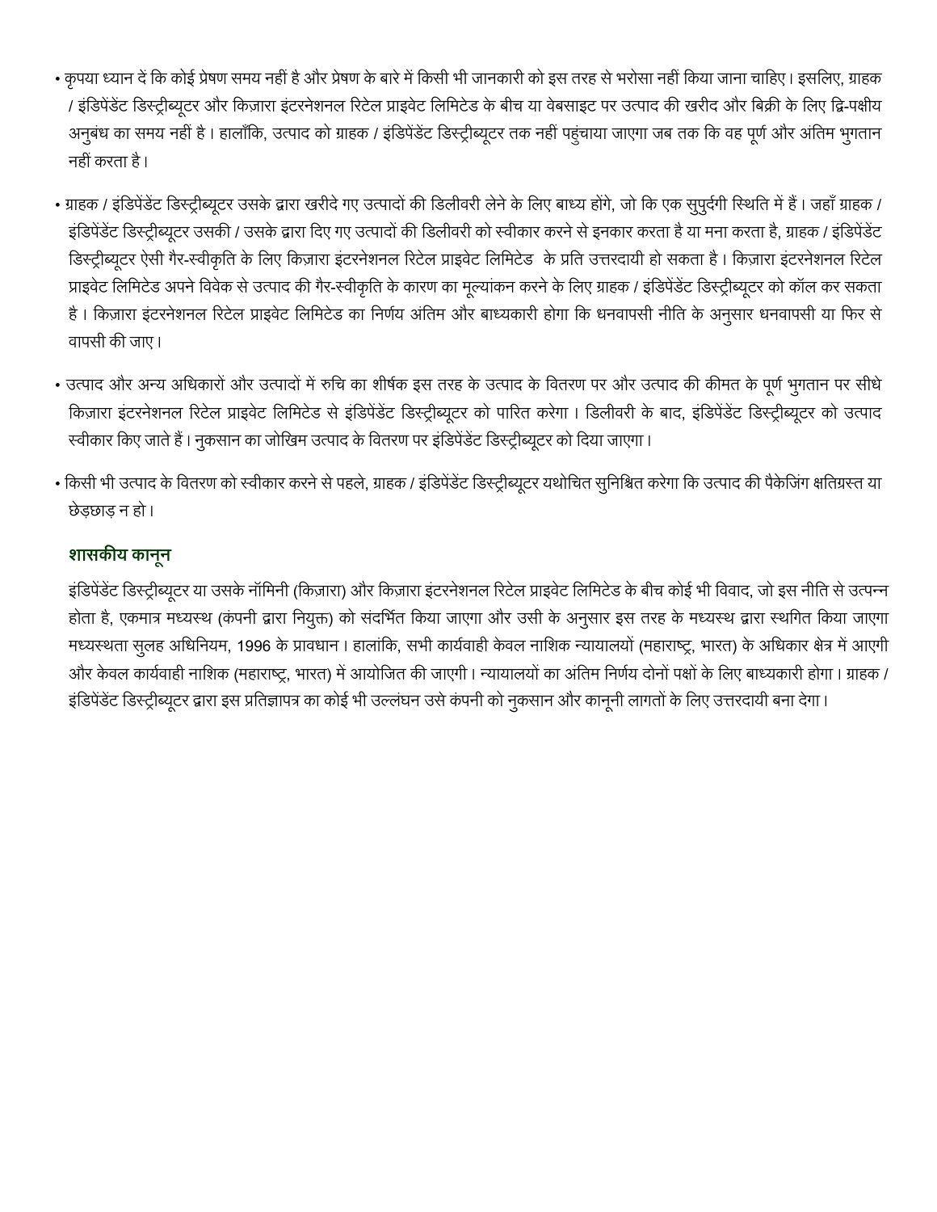- कृपया ध्यान दें कि कोई प्रेषण समय नहीं है और प्रेषण के बारे में किसी भी जानकारी को इस तरह से भरोसा नहीं किया जाना चाहिए। इसलिए, ग्राहक / इंडिपेंडेंट डिस्ट्रीब्यूटर और किज़ारा इंटरनेशनल रिटेल प्राइवेट लिमिटेड के बीच या वेबसाइट पर उत्पाद की खरीद और बिक्री के लिए द्वि-पक्षीय अनुबंध का समय नहीं है। हालाँकि, उत्पाद को ग्राहक / इंडिपेंडेंट डिस्ट्रीब्यूटर तक नहीं पहुंचाया जाएगा जब तक कि वह पूर्ण और अंतिम भुगतान नहीं करता है।

- ग्राहक / इंडिपेंडेंट डिस्ट्रीब्यूटर उसके द्वारा खरीदे गए उत्पादों की डिलीवरी लेने के लिए बाध्य होंगे, जो कि एक सुपुर्दगी स्थिति में हैं। जहाँ ग्राहक / इंडिपेंडेंट डिस्ट्रीब्यूटर उसकी / उसके द्वारा दिए गए उत्पादों की डिलीवरी को स्वीकार करने से इनकार करता है या मना करता है, ग्राहक / इंडिपेंडेंट डिस्ट्रीब्यूटर ऐसी गैर-स्वीकृति के लिए किज़ारा इंटरनेशनल रिटेल प्राइवेट लिमिटेड के प्रति उत्तरदायी हो सकता है। किज़ारा इंटरनेशनल रिटेल प्राइवेट लिमिटेड अपने विवेक से उत्पाद की गैर-स्वीकृति के कारण का मूल्यांकन करने के लिए ग्राहक / इंडिपेंडेंट डिस्ट्रीब्यूटर को कॉल कर सकता है। किज़ारा इंटरनेशनल रिटेल प्राइवेट लिमिटेड का निर्णय अंतिम और बाध्यकारी होगा कि धनवापसी नीति के अनुसार धनवापसी या फिर से वापसी की जाए।

- उत्पाद और अन्य अधिकारों और उत्पादों में रुचि का शीर्षक इस तरह के उत्पाद के वितरण पर और उत्पाद की कीमत के पूर्ण भुगतान पर सीधे किज़ारा इंटरनेशनल रिटेल प्राइवेट लिमिटेड से इंडिपेंडेंट डिस्ट्रीब्यूटर को पारित करेगा। डिलीवरी के बाद, इंडिपेंडेंट डिस्ट्रीब्यूटर को उत्पाद स्वीकार किए जाते हैं। नुकसान का जोखिम उत्पाद के वितरण पर इंडिपेंडेंट डिस्ट्रीब्यूटर को दिया जाएगा।

- किसी भी उत्पाद के वितरण को स्वीकार करने से पहले, ग्राहक / इंडिपेंडेंट डिस्ट्रीब्यूटर यथोचित सुनिश्चित करेगा कि उत्पाद की पैकेजिंग क्षतिग्रस्त या छेड़छाड़ न हो।

## शासकीय कानून

इंडिपेंडेंट डिस्ट्रीब्यूटर या उसके नॉमिनी (किज़ारा) और किज़ारा इंटरनेशनल रिटेल प्राइवेट लिमिटेड के बीच कोई भी विवाद, जो इस नीति से उत्पन्न होता है, एकमात्र मध्यस्थ (कंपनी द्वारा नियुक्त) को संदर्भित किया जाएगा और उसी के अनुसार इस तरह के मध्यस्थ द्वारा स्थगित किया जाएगा मध्यस्थता सुलह अधिनियम, 1996 के प्रावधान। हालांकि, सभी कार्यवाही केवल नाशिक न्यायालयों (महाराष्ट्र, भारत) के अधिकार क्षेत्र में आएगी और केवल कार्यवाही नाशिक (महाराष्ट्र, भारत) में आयोजित की जाएगी। न्यायालयों का अंतिम निर्णय दोनों पक्षों के लिए बाध्यकारी होगा। ग्राहक / इंडिपेंडेंट डिस्ट्रीब्यूटर द्वारा इस प्रतिज्ञापत्र का कोई भी उल्लंघन उसे कंपनी को नुकसान और कानूनी लागतों के लिए उत्तरदायी बना देगा।